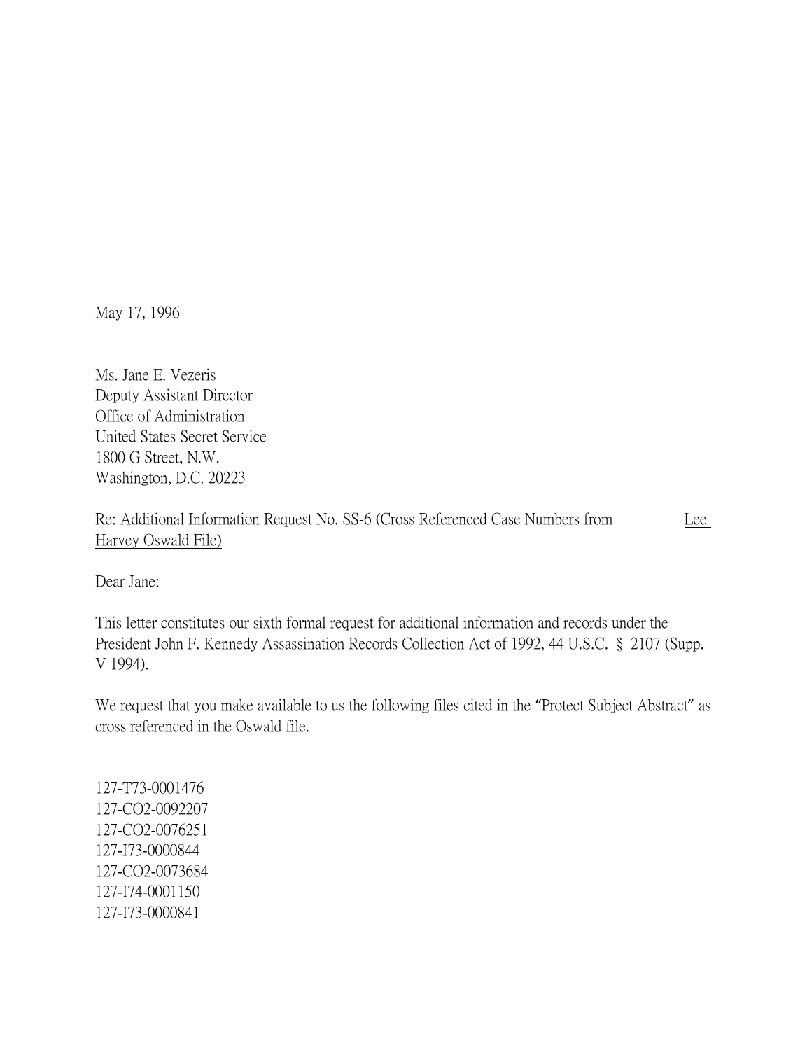May 17, 1996

Ms. Jane E. Vezeris
Deputy Assistant Director
Office of Administration
United States Secret Service
1800 G Street, N.W.
Washington, D.C. 20223

Re: Additional Information Request No. SS-6 (Cross Referenced Case Numbers from Lee Harvey Oswald File)

Dear Jane:

This letter constitutes our sixth formal request for additional information and records under the President John F. Kennedy Assassination Records Collection Act of 1992, 44 U.S.C. § 2107 (Supp. V 1994).

We request that you make available to us the following files cited in the "Protect Subject Abstract" as cross referenced in the Oswald file.

127-T73-0001476
127-CO2-0092207
127-CO2-0076251
127-I73-0000844
127-CO2-0073684
127-I74-0001150
127-I73-0000841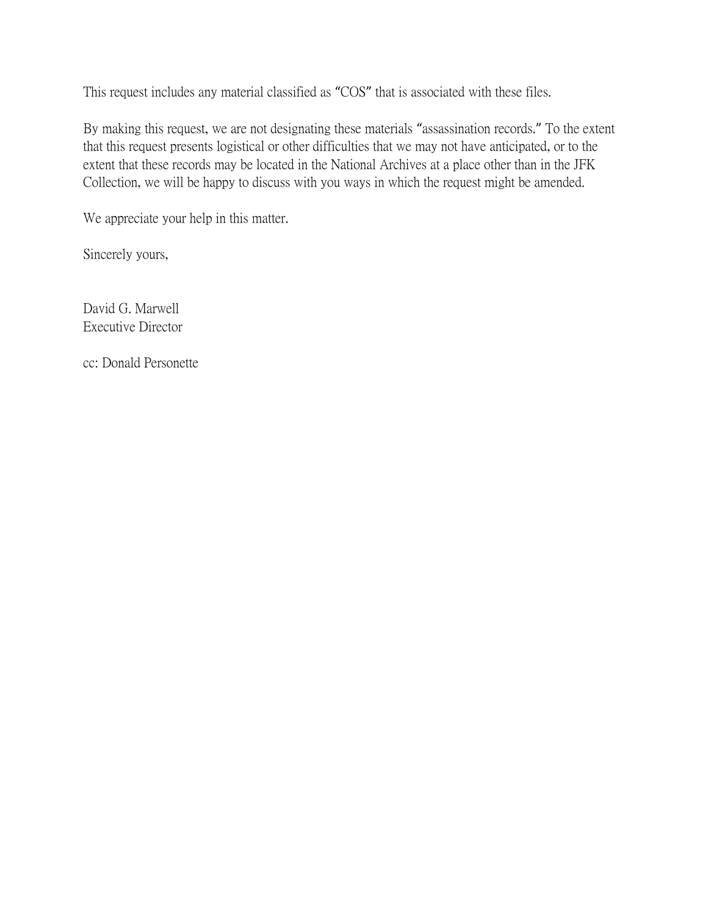This request includes any material classified as "COS" that is associated with these files.

By making this request, we are not designating these materials "assassination records." To the extent that this request presents logistical or other difficulties that we may not have anticipated, or to the extent that these records may be located in the National Archives at a place other than in the JFK Collection, we will be happy to discuss with you ways in which the request might be amended.

We appreciate your help in this matter.

Sincerely yours,

David G. Marwell
Executive Director

cc: Donald Personette